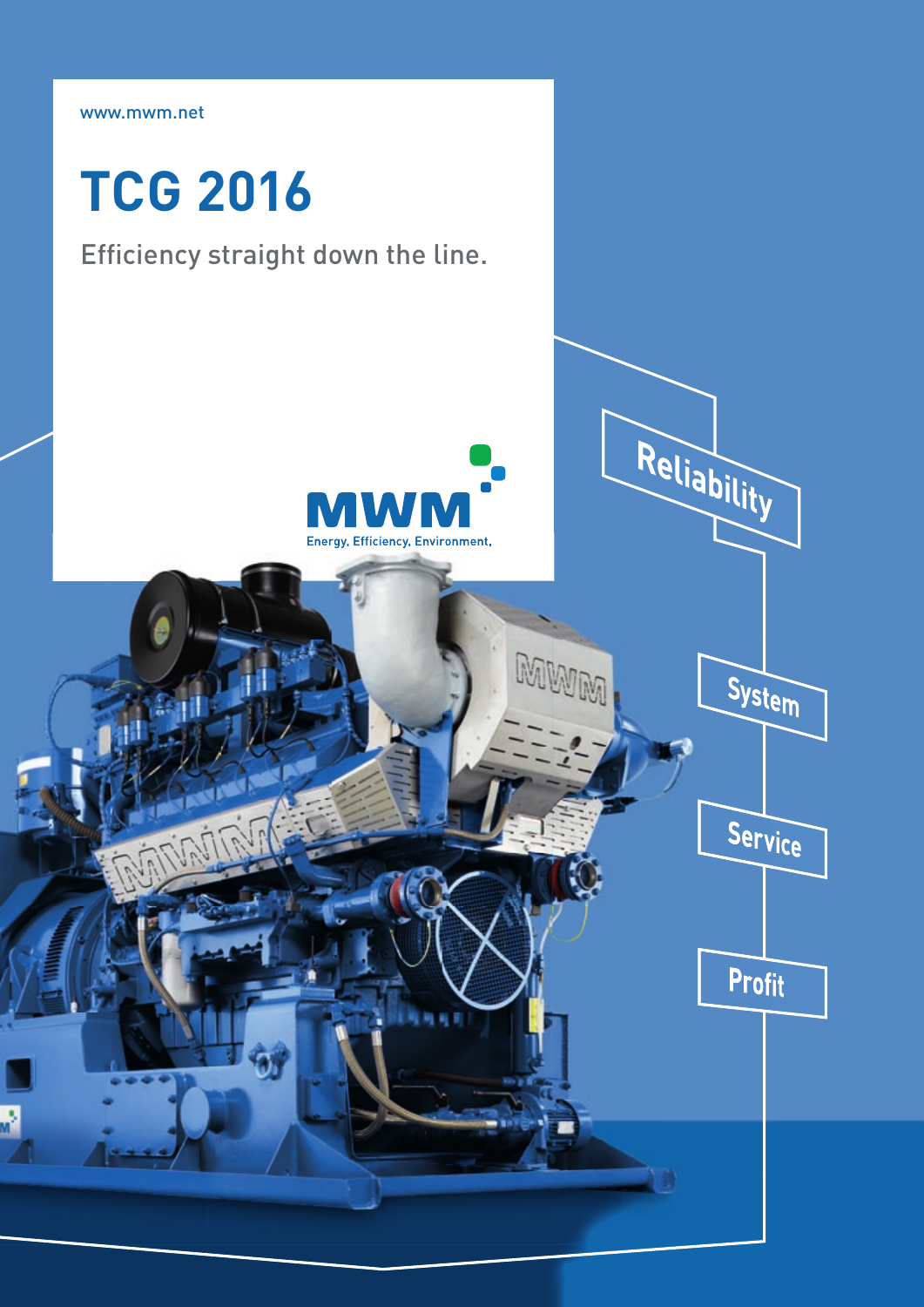www.mwm.net

# TCG 2016

Efficiency straight down the line.

MWM

Energy. Efficiency. Environment.

Reliability

System

Service

Profit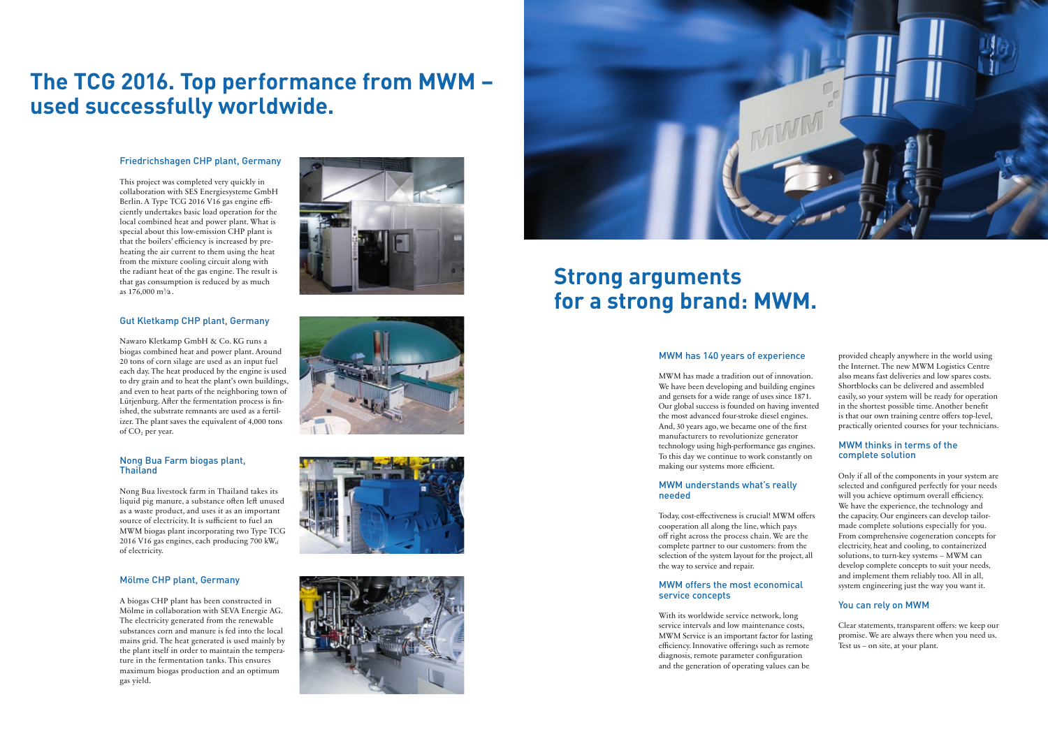# The TCG 2016. Top performance from MWM – used successfully worldwide.

### Friedrichshagen CHP plant, Germany

This project was completed very quickly in collaboration with SES Energiesysteme GmbH Berlin. A Type TCG 2016 V16 gas engine efficiently undertakes basic load operation for the local combined heat and power plant. What is special about this low-emission CHP plant is that the boilers' efficiency is increased by preheating the air current to them using the heat from the mixture cooling circuit along with the radiant heat of the gas engine. The result is that gas consumption is reduced by as much as 176,000 $m^3/a$.

### Gut Kletkamp CHP plant, Germany

Nawaro Kletkamp GmbH & Co. KG runs a biogas combined heat and power plant. Around 20 tons of corn silage are used as an input fuel each day. The heat produced by the engine is used to dry grain and to heat the plant's own buildings, and even to heat parts of the neighboring town of Lütjenburg. After the fermentation process is finished, the substrate remnants are used as a fertilizer. The plant saves the equivalent of 4,000 tons of $CO_2$ per year.

### Nong Bua Farm biogas plant, Thailand

Nong Bua livestock farm in Thailand takes its liquid pig manure, a substance often left unused as a waste product, and uses it as an important source of electricity. It is sufficient to fuel an MWM biogas plant incorporating two Type TCG 2016 V16 gas engines, each producing 700 $kW_{el}$ of electricity.

### Mölme CHP plant, Germany

A biogas CHP plant has been constructed in Mölme in collaboration with SEVA Energie AG. The electricity generated from the renewable substances corn and manure is fed into the local mains grid. The heat generated is used mainly by the plant itself in order to maintain the temperature in the fermentation tanks. This ensures maximum biogas production and an optimum gas yield.

# Strong arguments for a strong brand: MWM.

### MWM has 140 years of experience

MWM has made a tradition out of innovation. We have been developing and building engines and gensets for a wide range of uses since 1871. Our global success is founded on having invented the most advanced four-stroke diesel engines. And, 30 years ago, we became one of the first manufacturers to revolutionize generator technology using high-performance gas engines. To this day we continue to work constantly on making our systems more efficient.

### MWM understands what's really needed

Today, cost-effectiveness is crucial! MWM offers cooperation all along the line, which pays off right across the process chain. We are the complete partner to our customers: from the selection of the system layout for the project, all the way to service and repair.

### MWM offers the most economical service concepts

With its worldwide service network, long service intervals and low maintenance costs, MWM Service is an important factor for lasting efficiency. Innovative offerings such as remote diagnosis, remote parameter configuration and the generation of operating values can be provided cheaply anywhere in the world using the Internet. The new MWM Logistics Centre also means fast deliveries and low spares costs. Shortblocks can be delivered and assembled easily, so your system will be ready for operation in the shortest possible time. Another benefit is that our own training centre offers top-level, practically oriented courses for your technicians.

### MWM thinks in terms of the complete solution

Only if all of the components in your system are selected and configured perfectly for your needs will you achieve optimum overall efficiency. We have the experience, the technology and the capacity. Our engineers can develop tailor-made complete solutions especially for you. From comprehensive cogeneration concepts for electricity, heat and cooling, to containerized solutions, to turn-key systems – MWM can develop complete concepts to suit your needs, and implement them reliably too. All in all, system engineering just the way you want it.

### You can rely on MWM

Clear statements, transparent offers: we keep our promise. We are always there when you need us. Test us – on site, at your plant.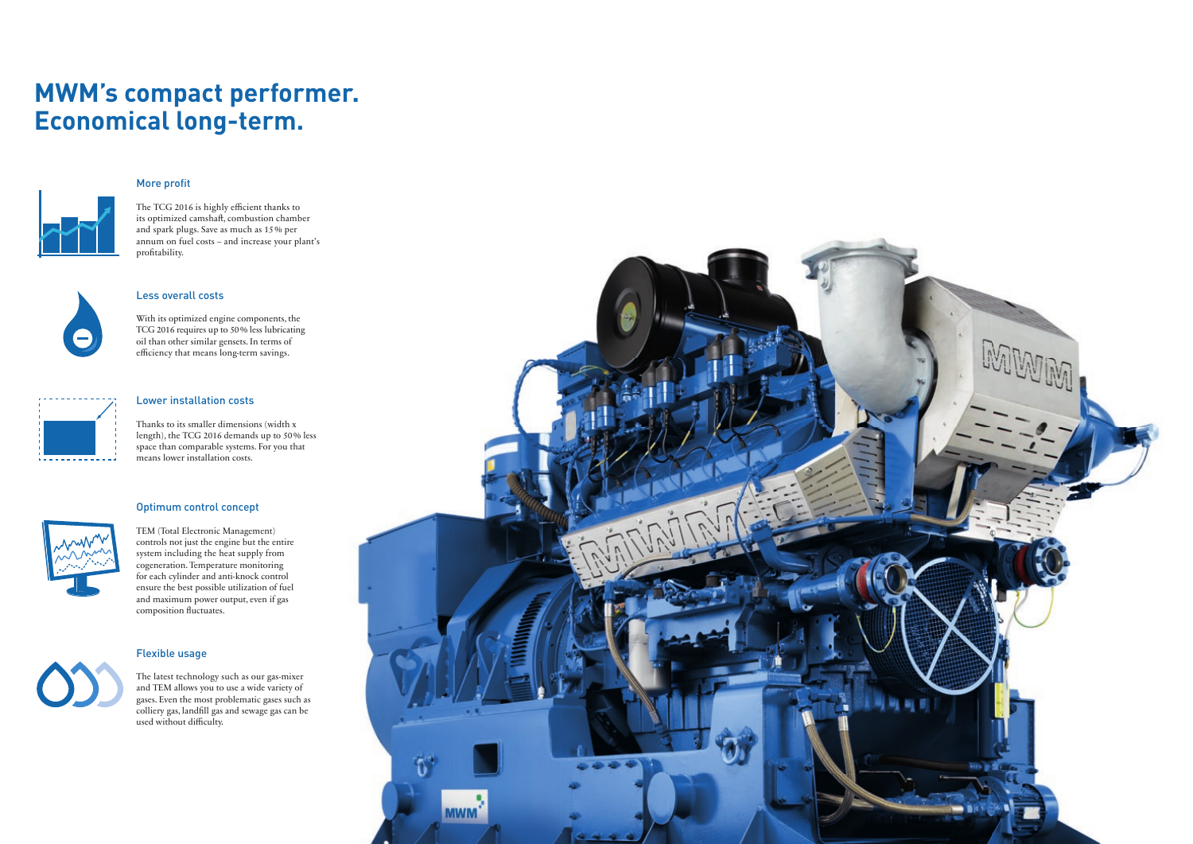# MWM's compact performer. Economical long-term.

### More profit

The TCG 2016 is highly efficient thanks to its optimized camshaft, combustion chamber and spark plugs. Save as much as 15 % per annum on fuel costs – and increase your plant's profitability.

### Less overall costs

With its optimized engine components, the TCG 2016 requires up to 50 % less lubricating oil than other similar gensets. In terms of efficiency that means long-term savings.

### Lower installation costs

Thanks to its smaller dimensions (width x length), the TCG 2016 demands up to 50 % less space than comparable systems. For you that means lower installation costs.

### Optimum control concept

TEM (Total Electronic Management) controls not just the engine but the entire system including the heat supply from cogeneration. Temperature monitoring for each cylinder and anti-knock control ensure the best possible utilization of fuel and maximum power output, even if gas composition fluctuates.

### Flexible usage

The latest technology such as our gas-mixer and TEM allows you to use a wide variety of gases. Even the most problematic gases such as colliery gas, landfill gas and sewage gas can be used without difficulty.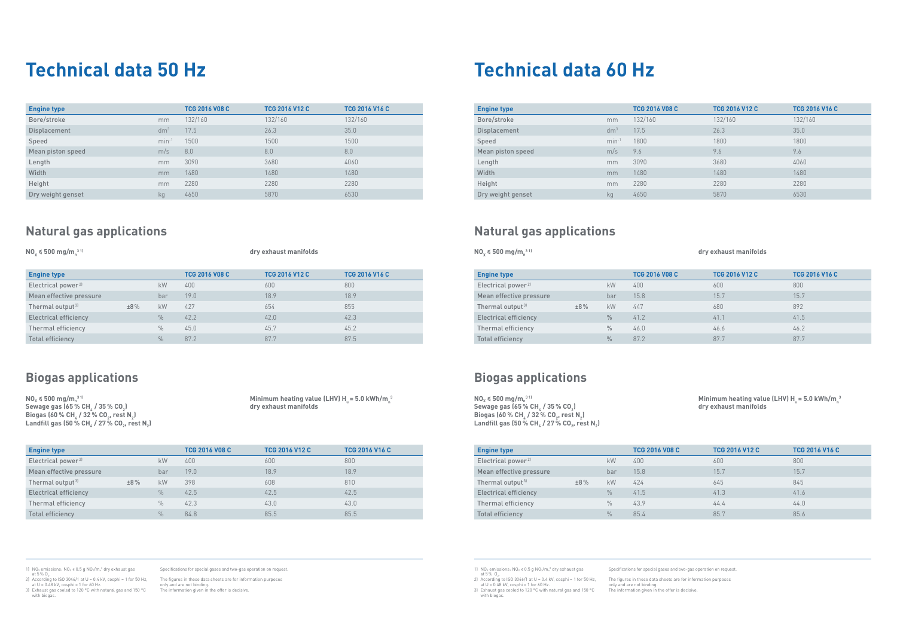# Technical data 50 Hz

| Engine type | | TCG 2016 V08 C | TCG 2016 V12 C | TCG 2016 V16 C |
|---|---|---|---|---|
| Bore/stroke | mm | 132/160 | 132/160 | 132/160 |
| Displacement | $dm^3$ | 17.5 | 26.3 | 35.0 |
| Speed | $min^{-1}$ | 1500 | 1500 | 1500 |
| Mean piston speed | m/s | 8.0 | 8.0 | 8.0 |
| Length | mm | 3090 | 3680 | 4060 |
| Width | mm | 1480 | 1480 | 1480 |
| Height | mm | 2280 | 2280 | 2280 |
| Dry weight genset | kg | 4650 | 5870 | 6530 |

## Natural gas applications

**$NO_x$ ≤ 500 mg/$m_n^3$ [1]**

**dry exhaust manifolds**

| Engine type | | | TCG 2016 V08 C | TCG 2016 V12 C | TCG 2016 V16 C |
|---|---|---|---|---|---|
| Electrical power [2] | | kW | 400 | 600 | 800 |
| Mean effective pressure | | bar | 19.0 | 18.9 | 18.9 |
| Thermal output [3] | ±8% | kW | 427 | 654 | 855 |
| Electrical efficiency | | % | 42.2 | 42.0 | 42.3 |
| Thermal efficiency | | % | 45.0 | 45.7 | 45.2 |
| Total efficiency | | % | 87.2 | 87.7 | 87.5 |

## Biogas applications

**$NO_x$ ≤ 500 mg/$m_n^3$ [1]**
**Sewage gas (65 % $CH_4$ / 35 % $CO_2$)**
**Biogas (60 % $CH_4$ / 32 % $CO_2$, rest $N_2$)**
**Landfill gas (50 % $CH_4$ / 27 % $CO_2$, rest $N_2$)**

**Minimum heating value (LHV) $H_u$ = 5.0 kWh/$m_n^3$**
**dry exhaust manifolds**

| Engine type | | | TCG 2016 V08 C | TCG 2016 V12 C | TCG 2016 V16 C |
|---|---|---|---|---|---|
| Electrical power [2] | | kW | 400 | 600 | 800 |
| Mean effective pressure | | bar | 19.0 | 18.9 | 18.9 |
| Thermal output [3] | ±8% | kW | 398 | 608 | 810 |
| Electrical efficiency | | % | 42.5 | 42.5 | 42.5 |
| Thermal efficiency | | % | 42.3 | 43.0 | 43.0 |
| Total efficiency | | % | 84.8 | 85.5 | 85.5 |

1) $NO_x$ emissions: $NO_x$ ≤ 0.5 g $NO_2/m_n^3$ dry exhaust gas at 5 % $O_2$.
2) According to ISO 3046/1 at U = 0.4 kV, cosphi = 1 for 50 Hz, at U = 0.48 kV, cosphi = 1 for 60 Hz.
3) Exhaust gas cooled to 120 °C with natural gas and 150 °C with biogas.

Specifications for special gases and two-gas operation on request.

The figures in these data sheets are for information purposes only and are not binding.
The information given in the offer is decisive.

# Technical data 60 Hz

| Engine type | | TCG 2016 V08 C | TCG 2016 V12 C | TCG 2016 V16 C |
|---|---|---|---|---|
| Bore/stroke | mm | 132/160 | 132/160 | 132/160 |
| Displacement | $dm^3$ | 17.5 | 26.3 | 35.0 |
| Speed | $min^{-1}$ | 1800 | 1800 | 1800 |
| Mean piston speed | m/s | 9.6 | 9.6 | 9.6 |
| Length | mm | 3090 | 3680 | 4060 |
| Width | mm | 1480 | 1480 | 1480 |
| Height | mm | 2280 | 2280 | 2280 |
| Dry weight genset | kg | 4650 | 5870 | 6530 |

## Natural gas applications

**$NO_x$ ≤ 500 mg/$m_n^3$ [1]**

**dry exhaust manifolds**

| Engine type | | | TCG 2016 V08 C | TCG 2016 V12 C | TCG 2016 V16 C |
|---|---|---|---|---|---|
| Electrical power [2] | | kW | 400 | 600 | 800 |
| Mean effective pressure | | bar | 15.8 | 15.7 | 15.7 |
| Thermal output [3] | ±8% | kW | 447 | 680 | 892 |
| Electrical efficiency | | % | 41.2 | 41.1 | 41.5 |
| Thermal efficiency | | % | 46.0 | 46.6 | 46.2 |
| Total efficiency | | % | 87.2 | 87.7 | 87.7 |

## Biogas applications

**$NO_x$ ≤ 500 mg/$m_n^3$ [1]**
**Sewage gas (65 % $CH_4$ / 35 % $CO_2$)**
**Biogas (60 % $CH_4$ / 32 % $CO_2$, rest $N_2$)**
**Landfill gas (50 % $CH_4$ / 27 % $CO_2$, rest $N_2$)**

**Minimum heating value (LHV) $H_u$ = 5.0 kWh/$m_n^3$**
**dry exhaust manifolds**

| Engine type | | | TCG 2016 V08 C | TCG 2016 V12 C | TCG 2016 V16 C |
|---|---|---|---|---|---|
| Electrical power [2] | | kW | 400 | 600 | 800 |
| Mean effective pressure | | bar | 15.8 | 15.7 | 15.7 |
| Thermal output [3] | ±8% | kW | 424 | 645 | 845 |
| Electrical efficiency | | % | 41.5 | 41.3 | 41.6 |
| Thermal efficiency | | % | 43.9 | 44.4 | 44.0 |
| Total efficiency | | % | 85.4 | 85.7 | 85.6 |

1) $NO_x$ emissions: $NO_x$ ≤ 0.5 g $NO_2/m_n^3$ dry exhaust gas at 5 % $O_2$.
2) According to ISO 3046/1 at U = 0.4 kV, cosphi = 1 for 50 Hz, at U = 0.48 kV, cosphi = 1 for 60 Hz.
3) Exhaust gas cooled to 120 °C with natural gas and 150 °C with biogas.

Specifications for special gases and two-gas operation on request.

The figures in these data sheets are for information purposes only and are not binding.
The information given in the offer is decisive.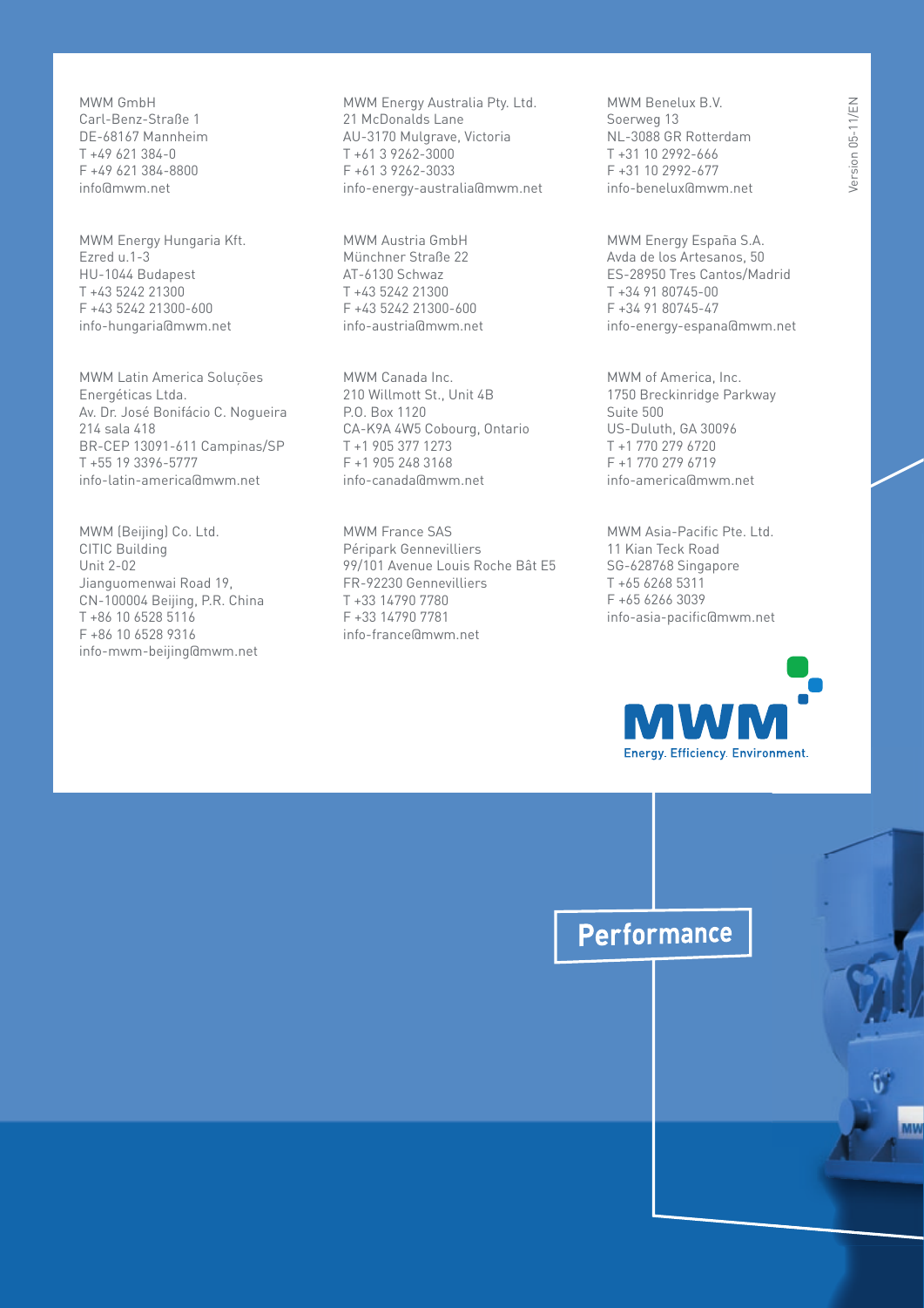MWM GmbH
Carl-Benz-Straße 1
DE-68167 Mannheim
T +49 621 384-0
F +49 621 384-8800
info@mwm.net

MWM Energy Hungaria Kft.
Ezred u.1-3
HU-1044 Budapest
T +43 5242 21300
F +43 5242 21300-600
info-hungaria@mwm.net

MWM Latin America Soluções Energéticas Ltda.
Av. Dr. José Bonifácio C. Nogueira 214 sala 418
BR-CEP 13091-611 Campinas/SP
T +55 19 3396-5777
info-latin-america@mwm.net

MWM (Beijing) Co. Ltd.
CITIC Building
Unit 2-02
Jianguomenwai Road 19,
CN-100004 Beijing, P.R. China
T +86 10 6528 5116
F +86 10 6528 9316
info-mwm-beijing@mwm.net

MWM Energy Australia Pty. Ltd.
21 McDonalds Lane
AU-3170 Mulgrave, Victoria
T +61 3 9262-3000
F +61 3 9262-3033
info-energy-australia@mwm.net

MWM Austria GmbH
Münchner Straße 22
AT-6130 Schwaz
T +43 5242 21300
F +43 5242 21300-600
info-austria@mwm.net

MWM Canada Inc.
210 Willmott St., Unit 4B
P.O. Box 1120
CA-K9A 4W5 Cobourg, Ontario
T +1 905 377 1273
F +1 905 248 3168
info-canada@mwm.net

MWM France SAS
Péripark Gennevilliers
99/101 Avenue Louis Roche Bât E5
FR-92230 Gennevilliers
T +33 14790 7780
F +33 14790 7781
info-france@mwm.net

MWM Benelux B.V.
Soerweg 13
NL-3088 GR Rotterdam
T +31 10 2992-666
F +31 10 2992-677
info-benelux@mwm.net

MWM Energy España S.A.
Avda de los Artesanos, 50
ES-28950 Tres Cantos/Madrid
T +34 91 80745-00
F +34 91 80745-47
info-energy-espana@mwm.net

MWM of America, Inc.
1750 Breckinridge Parkway
Suite 500
US-Duluth, GA 30096
T +1 770 279 6720
F +1 770 279 6719
info-america@mwm.net

MWM Asia-Pacific Pte. Ltd.
11 Kian Teck Road
SG-628768 Singapore
T +65 6268 5311
F +65 6266 3039
info-asia-pacific@mwm.net

MWM
Energy. Efficiency. Environment.

Version 05-11/EN

Performance